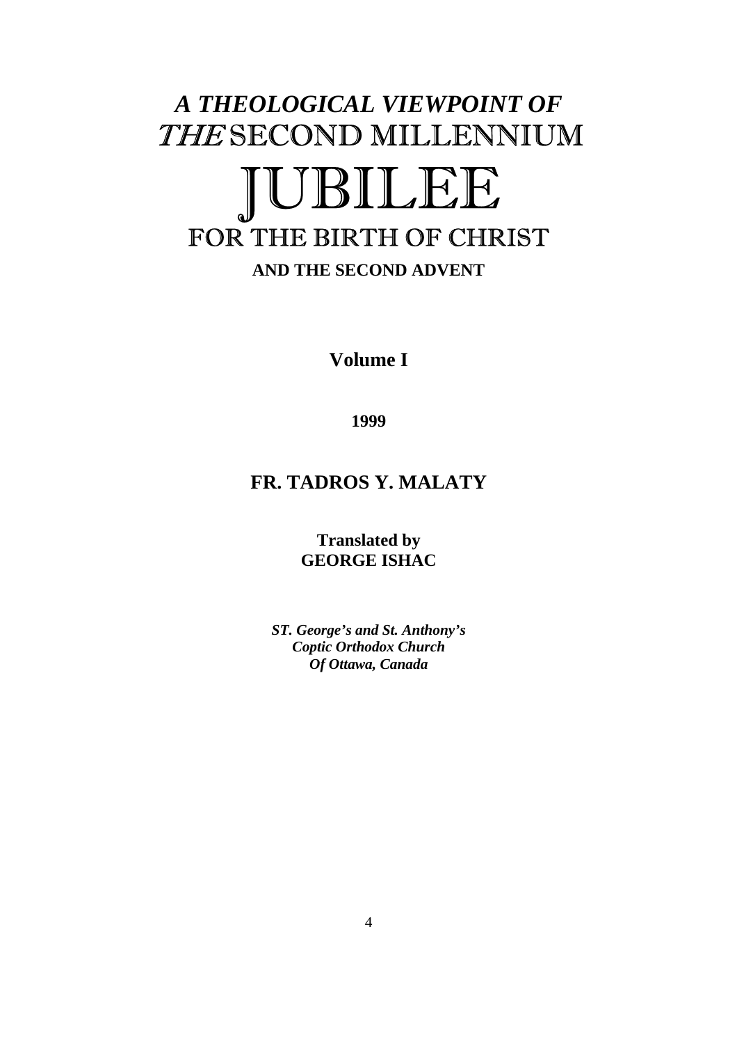# *A THEOLOGICAL VIEWPOINT OF* *THE* SECOND MILLENNIUM

# JUBILEE

## FOR THE BIRTH OF CHRIST

**AND THE SECOND ADVENT**

**Volume I**

**1999**

**FR. TADROS Y. MALATY**

**Translated by**
**GEORGE ISHAC**

***ST. George's and St. Anthony's***
***Coptic Orthodox Church***
***Of Ottawa, Canada***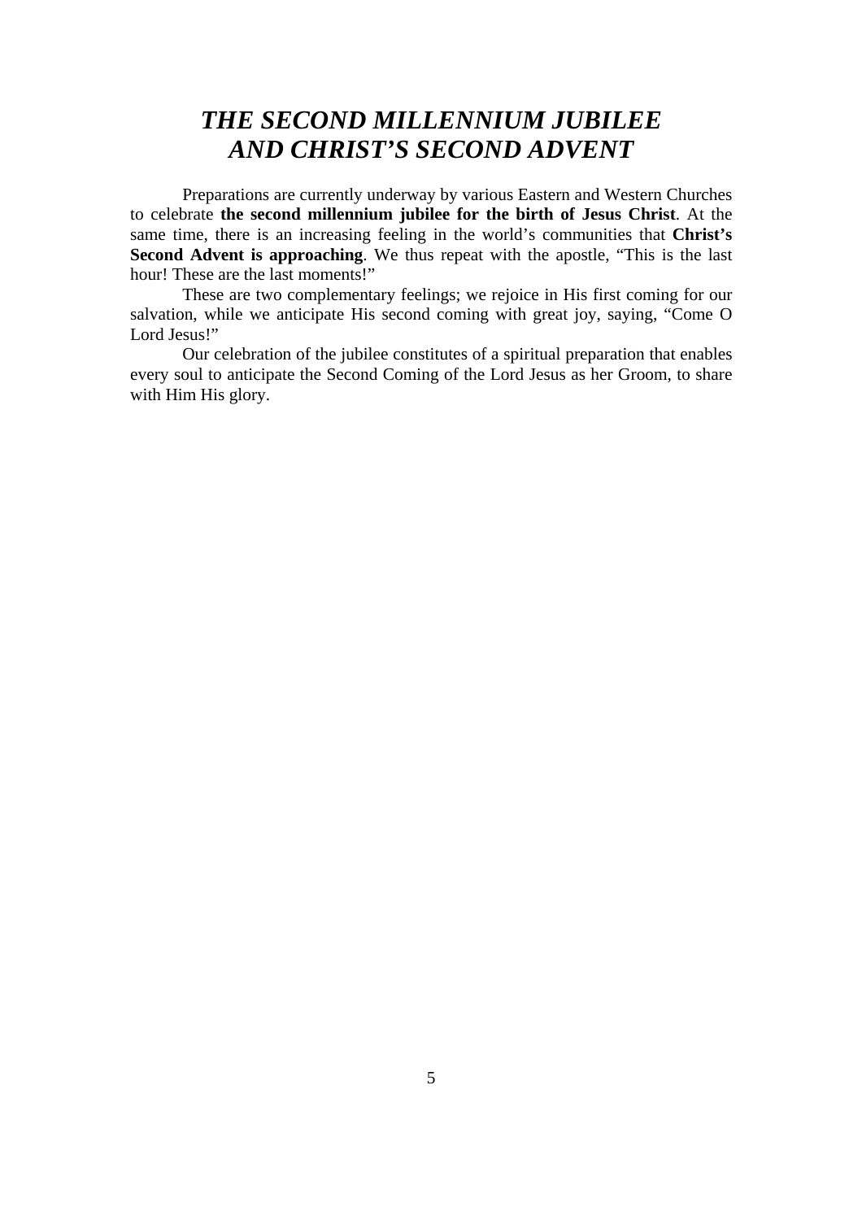# *THE SECOND MILLENNIUM JUBILEE AND CHRIST'S SECOND ADVENT*

Preparations are currently underway by various Eastern and Western Churches to celebrate **the second millennium jubilee for the birth of Jesus Christ**. At the same time, there is an increasing feeling in the world's communities that **Christ's Second Advent is approaching**. We thus repeat with the apostle, "This is the last hour! These are the last moments!"

These are two complementary feelings; we rejoice in His first coming for our salvation, while we anticipate His second coming with great joy, saying, "Come O Lord Jesus!"

Our celebration of the jubilee constitutes of a spiritual preparation that enables every soul to anticipate the Second Coming of the Lord Jesus as her Groom, to share with Him His glory.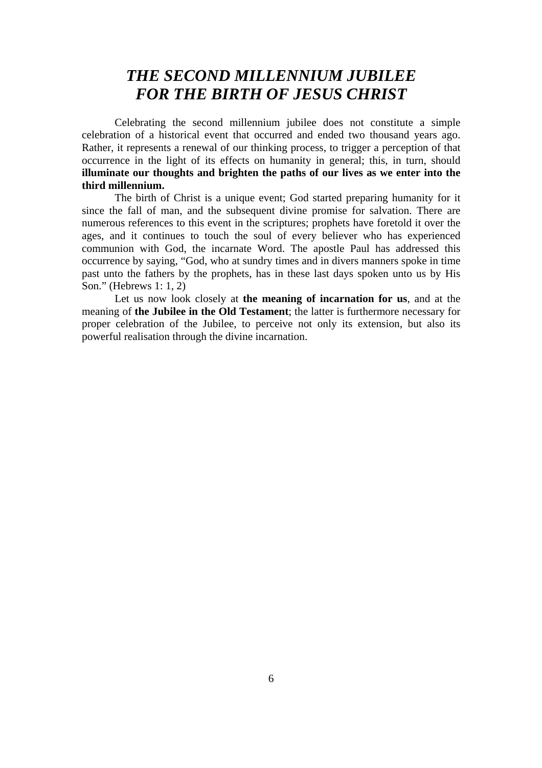# *THE SECOND MILLENNIUM JUBILEE FOR THE BIRTH OF JESUS CHRIST*

Celebrating the second millennium jubilee does not constitute a simple celebration of a historical event that occurred and ended two thousand years ago. Rather, it represents a renewal of our thinking process, to trigger a perception of that occurrence in the light of its effects on humanity in general; this, in turn, should **illuminate our thoughts and brighten the paths of our lives as we enter into the third millennium.**

The birth of Christ is a unique event; God started preparing humanity for it since the fall of man, and the subsequent divine promise for salvation. There are numerous references to this event in the scriptures; prophets have foretold it over the ages, and it continues to touch the soul of every believer who has experienced communion with God, the incarnate Word. The apostle Paul has addressed this occurrence by saying, "God, who at sundry times and in divers manners spoke in time past unto the fathers by the prophets, has in these last days spoken unto us by His Son." (Hebrews 1: 1, 2)

Let us now look closely at **the meaning of incarnation for us**, and at the meaning of **the Jubilee in the Old Testament**; the latter is furthermore necessary for proper celebration of the Jubilee, to perceive not only its extension, but also its powerful realisation through the divine incarnation.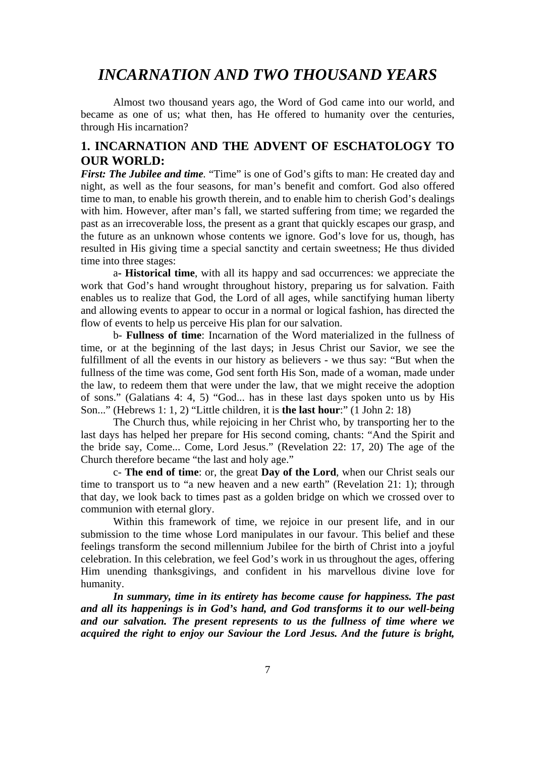# *INCARNATION AND TWO THOUSAND YEARS*

Almost two thousand years ago, the Word of God came into our world, and became as one of us; what then, has He offered to humanity over the centuries, through His incarnation?

## 1. INCARNATION AND THE ADVENT OF ESCHATOLOGY TO OUR WORLD:

***First: The Jubilee and time.*** "Time" is one of God's gifts to man: He created day and night, as well as the four seasons, for man's benefit and comfort. God also offered time to man, to enable his growth therein, and to enable him to cherish God's dealings with him. However, after man's fall, we started suffering from time; we regarded the past as an irrecoverable loss, the present as a grant that quickly escapes our grasp, and the future as an unknown whose contents we ignore. God's love for us, though, has resulted in His giving time a special sanctity and certain sweetness; He thus divided time into three stages:

a- **Historical time**, with all its happy and sad occurrences: we appreciate the work that God's hand wrought throughout history, preparing us for salvation. Faith enables us to realize that God, the Lord of all ages, while sanctifying human liberty and allowing events to appear to occur in a normal or logical fashion, has directed the flow of events to help us perceive His plan for our salvation.

b- **Fullness of time**: Incarnation of the Word materialized in the fullness of time, or at the beginning of the last days; in Jesus Christ our Savior, we see the fulfillment of all the events in our history as believers - we thus say: "But when the fullness of the time was come, God sent forth His Son, made of a woman, made under the law, to redeem them that were under the law, that we might receive the adoption of sons." (Galatians 4: 4, 5) "God... has in these last days spoken unto us by His Son..." (Hebrews 1: 1, 2) "Little children, it is **the last hour**:" (1 John 2: 18)

The Church thus, while rejoicing in her Christ who, by transporting her to the last days has helped her prepare for His second coming, chants: "And the Spirit and the bride say, Come... Come, Lord Jesus." (Revelation 22: 17, 20) The age of the Church therefore became "the last and holy age."

c- **The end of time**: or, the great **Day of the Lord**, when our Christ seals our time to transport us to "a new heaven and a new earth" (Revelation 21: 1); through that day, we look back to times past as a golden bridge on which we crossed over to communion with eternal glory.

Within this framework of time, we rejoice in our present life, and in our submission to the time whose Lord manipulates in our favour. This belief and these feelings transform the second millennium Jubilee for the birth of Christ into a joyful celebration. In this celebration, we feel God's work in us throughout the ages, offering Him unending thanksgivings, and confident in his marvellous divine love for humanity.

***In summary, time in its entirety has become cause for happiness. The past and all its happenings is in God's hand, and God transforms it to our well-being and our salvation. The present represents to us the fullness of time where we acquired the right to enjoy our Saviour the Lord Jesus. And the future is bright,***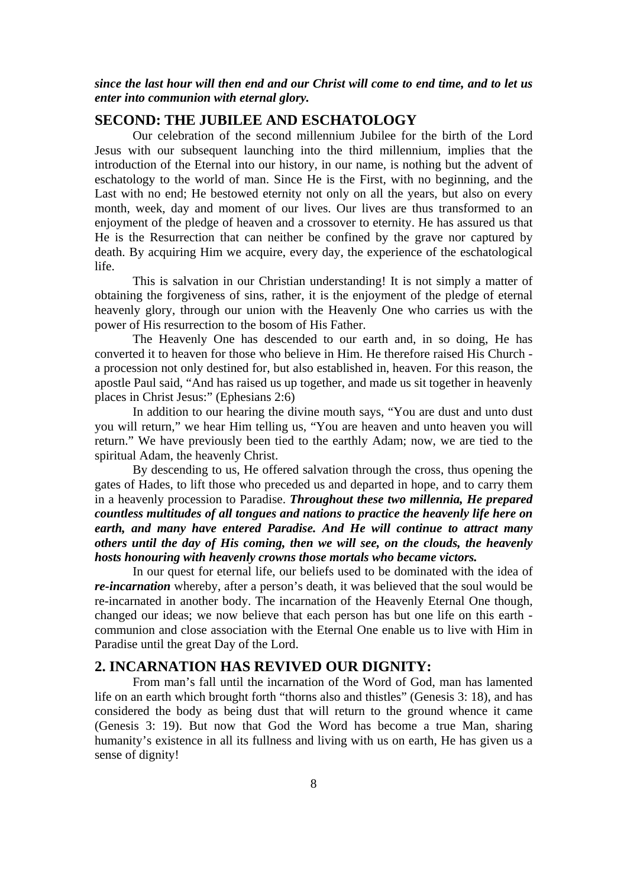***since the last hour will then end and our Christ will come to end time, and to let us enter into communion with eternal glory.***

## SECOND: THE JUBILEE AND ESCHATOLOGY

Our celebration of the second millennium Jubilee for the birth of the Lord Jesus with our subsequent launching into the third millennium, implies that the introduction of the Eternal into our history, in our name, is nothing but the advent of eschatology to the world of man. Since He is the First, with no beginning, and the Last with no end; He bestowed eternity not only on all the years, but also on every month, week, day and moment of our lives. Our lives are thus transformed to an enjoyment of the pledge of heaven and a crossover to eternity. He has assured us that He is the Resurrection that can neither be confined by the grave nor captured by death. By acquiring Him we acquire, every day, the experience of the eschatological life.

This is salvation in our Christian understanding! It is not simply a matter of obtaining the forgiveness of sins, rather, it is the enjoyment of the pledge of eternal heavenly glory, through our union with the Heavenly One who carries us with the power of His resurrection to the bosom of His Father.

The Heavenly One has descended to our earth and, in so doing, He has converted it to heaven for those who believe in Him. He therefore raised His Church - a procession not only destined for, but also established in, heaven. For this reason, the apostle Paul said, "And has raised us up together, and made us sit together in heavenly places in Christ Jesus:" (Ephesians 2:6)

In addition to our hearing the divine mouth says, "You are dust and unto dust you will return," we hear Him telling us, "You are heaven and unto heaven you will return." We have previously been tied to the earthly Adam; now, we are tied to the spiritual Adam, the heavenly Christ.

By descending to us, He offered salvation through the cross, thus opening the gates of Hades, to lift those who preceded us and departed in hope, and to carry them in a heavenly procession to Paradise. ***Throughout these two millennia, He prepared countless multitudes of all tongues and nations to practice the heavenly life here on earth, and many have entered Paradise. And He will continue to attract many others until the day of His coming, then we will see, on the clouds, the heavenly hosts honouring with heavenly crowns those mortals who became victors.***

In our quest for eternal life, our beliefs used to be dominated with the idea of ***re-incarnation*** whereby, after a person's death, it was believed that the soul would be re-incarnated in another body. The incarnation of the Heavenly Eternal One though, changed our ideas; we now believe that each person has but one life on this earth - communion and close association with the Eternal One enable us to live with Him in Paradise until the great Day of the Lord.

## 2. INCARNATION HAS REVIVED OUR DIGNITY:

From man's fall until the incarnation of the Word of God, man has lamented life on an earth which brought forth "thorns also and thistles" (Genesis 3: 18), and has considered the body as being dust that will return to the ground whence it came (Genesis 3: 19). But now that God the Word has become a true Man, sharing humanity's existence in all its fullness and living with us on earth, He has given us a sense of dignity!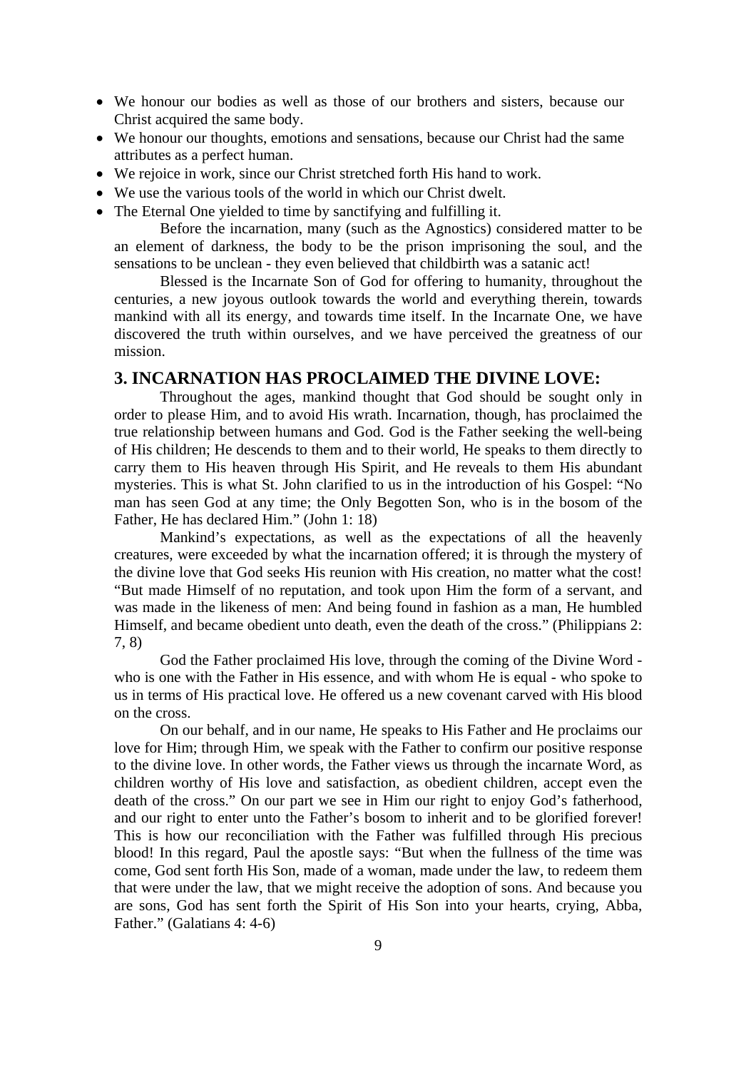- We honour our bodies as well as those of our brothers and sisters, because our Christ acquired the same body.
- We honour our thoughts, emotions and sensations, because our Christ had the same attributes as a perfect human.
- We rejoice in work, since our Christ stretched forth His hand to work.
- We use the various tools of the world in which our Christ dwelt.
- The Eternal One yielded to time by sanctifying and fulfilling it.

Before the incarnation, many (such as the Agnostics) considered matter to be an element of darkness, the body to be the prison imprisoning the soul, and the sensations to be unclean - they even believed that childbirth was a satanic act!

Blessed is the Incarnate Son of God for offering to humanity, throughout the centuries, a new joyous outlook towards the world and everything therein, towards mankind with all its energy, and towards time itself. In the Incarnate One, we have discovered the truth within ourselves, and we have perceived the greatness of our mission.

## 3. INCARNATION HAS PROCLAIMED THE DIVINE LOVE:

Throughout the ages, mankind thought that God should be sought only in order to please Him, and to avoid His wrath. Incarnation, though, has proclaimed the true relationship between humans and God. God is the Father seeking the well-being of His children; He descends to them and to their world, He speaks to them directly to carry them to His heaven through His Spirit, and He reveals to them His abundant mysteries. This is what St. John clarified to us in the introduction of his Gospel: "No man has seen God at any time; the Only Begotten Son, who is in the bosom of the Father, He has declared Him." (John 1: 18)

Mankind's expectations, as well as the expectations of all the heavenly creatures, were exceeded by what the incarnation offered; it is through the mystery of the divine love that God seeks His reunion with His creation, no matter what the cost! "But made Himself of no reputation, and took upon Him the form of a servant, and was made in the likeness of men: And being found in fashion as a man, He humbled Himself, and became obedient unto death, even the death of the cross." (Philippians 2: 7, 8)

God the Father proclaimed His love, through the coming of the Divine Word - who is one with the Father in His essence, and with whom He is equal - who spoke to us in terms of His practical love. He offered us a new covenant carved with His blood on the cross.

On our behalf, and in our name, He speaks to His Father and He proclaims our love for Him; through Him, we speak with the Father to confirm our positive response to the divine love. In other words, the Father views us through the incarnate Word, as children worthy of His love and satisfaction, as obedient children, accept even the death of the cross." On our part we see in Him our right to enjoy God's fatherhood, and our right to enter unto the Father's bosom to inherit and to be glorified forever! This is how our reconciliation with the Father was fulfilled through His precious blood! In this regard, Paul the apostle says: "But when the fullness of the time was come, God sent forth His Son, made of a woman, made under the law, to redeem them that were under the law, that we might receive the adoption of sons. And because you are sons, God has sent forth the Spirit of His Son into your hearts, crying, Abba, Father." (Galatians 4: 4-6)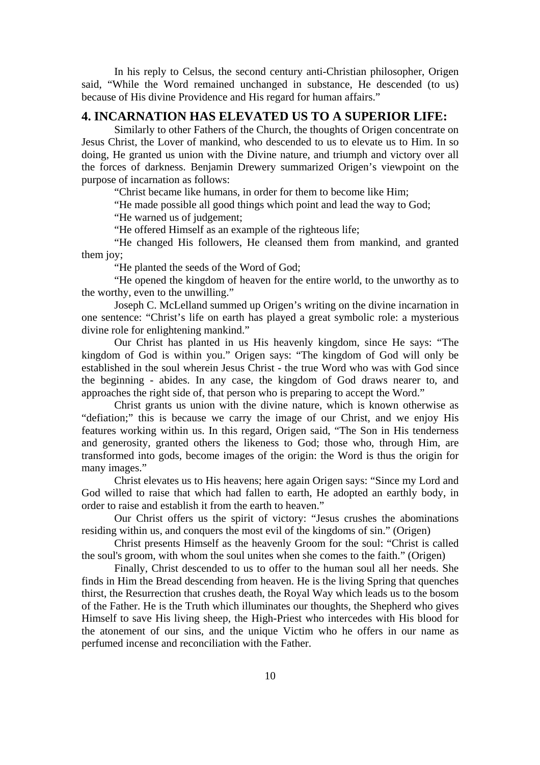In his reply to Celsus, the second century anti-Christian philosopher, Origen said, "While the Word remained unchanged in substance, He descended (to us) because of His divine Providence and His regard for human affairs."

## 4. INCARNATION HAS ELEVATED US TO A SUPERIOR LIFE:

Similarly to other Fathers of the Church, the thoughts of Origen concentrate on Jesus Christ, the Lover of mankind, who descended to us to elevate us to Him. In so doing, He granted us union with the Divine nature, and triumph and victory over all the forces of darkness. Benjamin Drewery summarized Origen's viewpoint on the purpose of incarnation as follows:

"Christ became like humans, in order for them to become like Him;

"He made possible all good things which point and lead the way to God;

"He warned us of judgement;

"He offered Himself as an example of the righteous life;

"He changed His followers, He cleansed them from mankind, and granted them joy;

"He planted the seeds of the Word of God;

"He opened the kingdom of heaven for the entire world, to the unworthy as to the worthy, even to the unwilling."

Joseph C. McLelland summed up Origen's writing on the divine incarnation in one sentence: "Christ's life on earth has played a great symbolic role: a mysterious divine role for enlightening mankind."

Our Christ has planted in us His heavenly kingdom, since He says: "The kingdom of God is within you." Origen says: "The kingdom of God will only be established in the soul wherein Jesus Christ - the true Word who was with God since the beginning - abides. In any case, the kingdom of God draws nearer to, and approaches the right side of, that person who is preparing to accept the Word."

Christ grants us union with the divine nature, which is known otherwise as "defiation;" this is because we carry the image of our Christ, and we enjoy His features working within us. In this regard, Origen said, "The Son in His tenderness and generosity, granted others the likeness to God; those who, through Him, are transformed into gods, become images of the origin: the Word is thus the origin for many images."

Christ elevates us to His heavens; here again Origen says: "Since my Lord and God willed to raise that which had fallen to earth, He adopted an earthly body, in order to raise and establish it from the earth to heaven."

Our Christ offers us the spirit of victory: "Jesus crushes the abominations residing within us, and conquers the most evil of the kingdoms of sin." (Origen)

Christ presents Himself as the heavenly Groom for the soul: "Christ is called the soul's groom, with whom the soul unites when she comes to the faith." (Origen)

Finally, Christ descended to us to offer to the human soul all her needs. She finds in Him the Bread descending from heaven. He is the living Spring that quenches thirst, the Resurrection that crushes death, the Royal Way which leads us to the bosom of the Father. He is the Truth which illuminates our thoughts, the Shepherd who gives Himself to save His living sheep, the High-Priest who intercedes with His blood for the atonement of our sins, and the unique Victim who he offers in our name as perfumed incense and reconciliation with the Father.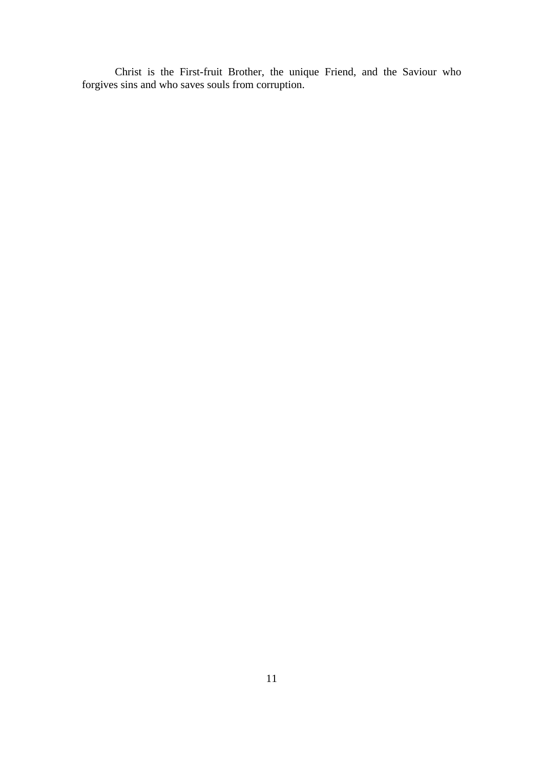Christ is the First-fruit Brother, the unique Friend, and the Saviour who forgives sins and who saves souls from corruption.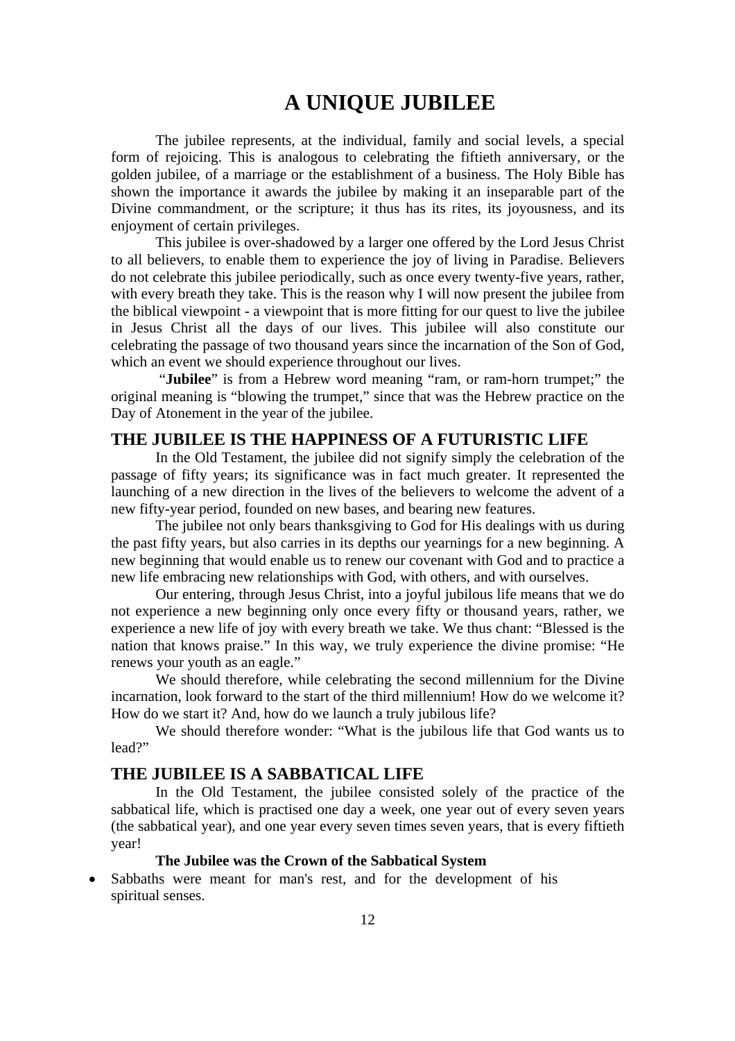# A UNIQUE JUBILEE

The jubilee represents, at the individual, family and social levels, a special form of rejoicing. This is analogous to celebrating the fiftieth anniversary, or the golden jubilee, of a marriage or the establishment of a business. The Holy Bible has shown the importance it awards the jubilee by making it an inseparable part of the Divine commandment, or the scripture; it thus has its rites, its joyousness, and its enjoyment of certain privileges.

This jubilee is over-shadowed by a larger one offered by the Lord Jesus Christ to all believers, to enable them to experience the joy of living in Paradise. Believers do not celebrate this jubilee periodically, such as once every twenty-five years, rather, with every breath they take. This is the reason why I will now present the jubilee from the biblical viewpoint - a viewpoint that is more fitting for our quest to live the jubilee in Jesus Christ all the days of our lives. This jubilee will also constitute our celebrating the passage of two thousand years since the incarnation of the Son of God, which an event we should experience throughout our lives.

"**Jubilee**" is from a Hebrew word meaning "ram, or ram-horn trumpet;" the original meaning is "blowing the trumpet," since that was the Hebrew practice on the Day of Atonement in the year of the jubilee.

## THE JUBILEE IS THE HAPPINESS OF A FUTURISTIC LIFE

In the Old Testament, the jubilee did not signify simply the celebration of the passage of fifty years; its significance was in fact much greater. It represented the launching of a new direction in the lives of the believers to welcome the advent of a new fifty-year period, founded on new bases, and bearing new features.

The jubilee not only bears thanksgiving to God for His dealings with us during the past fifty years, but also carries in its depths our yearnings for a new beginning. A new beginning that would enable us to renew our covenant with God and to practice a new life embracing new relationships with God, with others, and with ourselves.

Our entering, through Jesus Christ, into a joyful jubilous life means that we do not experience a new beginning only once every fifty or thousand years, rather, we experience a new life of joy with every breath we take. We thus chant: "Blessed is the nation that knows praise." In this way, we truly experience the divine promise: "He renews your youth as an eagle."

We should therefore, while celebrating the second millennium for the Divine incarnation, look forward to the start of the third millennium! How do we welcome it? How do we start it? And, how do we launch a truly jubilous life?

We should therefore wonder: "What is the jubilous life that God wants us to lead?"

## THE JUBILEE IS A SABBATICAL LIFE

In the Old Testament, the jubilee consisted solely of the practice of the sabbatical life, which is practised one day a week, one year out of every seven years (the sabbatical year), and one year every seven times seven years, that is every fiftieth year!

**The Jubilee was the Crown of the Sabbatical System**

- Sabbaths were meant for man's rest, and for the development of his spiritual senses.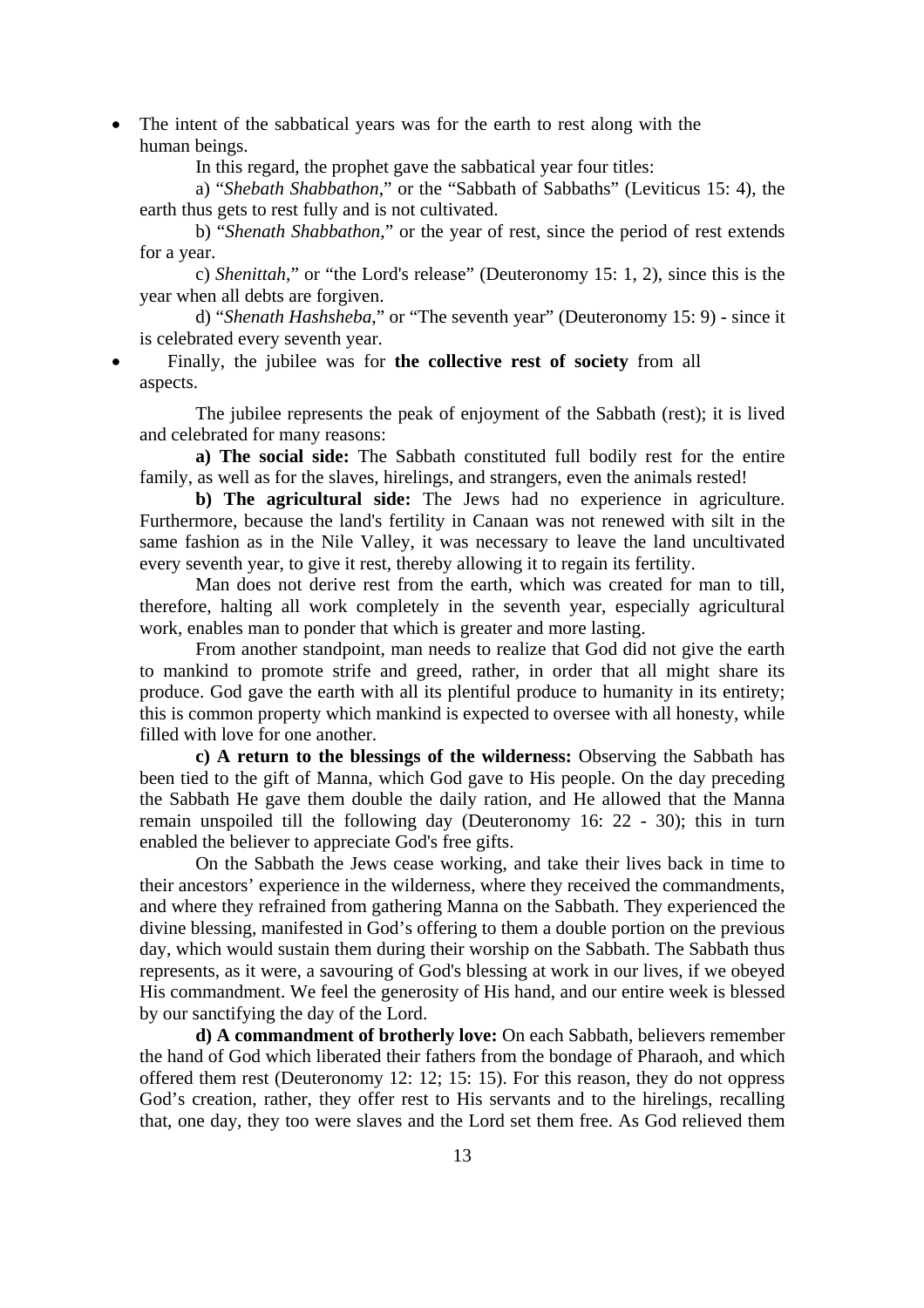- The intent of the sabbatical years was for the earth to rest along with the human beings.

In this regard, the prophet gave the sabbatical year four titles:

a) "*Shebath Shabbathon*," or the "Sabbath of Sabbaths" (Leviticus 15: 4), the earth thus gets to rest fully and is not cultivated.

b) "*Shenath Shabbathon*," or the year of rest, since the period of rest extends for a year.

c) *Shenittah*," or "the Lord's release" (Deuteronomy 15: 1, 2), since this is the year when all debts are forgiven.

d) "*Shenath Hashsheba*," or "The seventh year" (Deuteronomy 15: 9) - since it is celebrated every seventh year.

- Finally, the jubilee was for **the collective rest of society** from all aspects.

The jubilee represents the peak of enjoyment of the Sabbath (rest); it is lived and celebrated for many reasons:

**a) The social side:** The Sabbath constituted full bodily rest for the entire family, as well as for the slaves, hirelings, and strangers, even the animals rested!

**b) The agricultural side:** The Jews had no experience in agriculture. Furthermore, because the land's fertility in Canaan was not renewed with silt in the same fashion as in the Nile Valley, it was necessary to leave the land uncultivated every seventh year, to give it rest, thereby allowing it to regain its fertility.

Man does not derive rest from the earth, which was created for man to till, therefore, halting all work completely in the seventh year, especially agricultural work, enables man to ponder that which is greater and more lasting.

From another standpoint, man needs to realize that God did not give the earth to mankind to promote strife and greed, rather, in order that all might share its produce. God gave the earth with all its plentiful produce to humanity in its entirety; this is common property which mankind is expected to oversee with all honesty, while filled with love for one another.

**c) A return to the blessings of the wilderness:** Observing the Sabbath has been tied to the gift of Manna, which God gave to His people. On the day preceding the Sabbath He gave them double the daily ration, and He allowed that the Manna remain unspoiled till the following day (Deuteronomy 16: 22 - 30); this in turn enabled the believer to appreciate God's free gifts.

On the Sabbath the Jews cease working, and take their lives back in time to their ancestors' experience in the wilderness, where they received the commandments, and where they refrained from gathering Manna on the Sabbath. They experienced the divine blessing, manifested in God's offering to them a double portion on the previous day, which would sustain them during their worship on the Sabbath. The Sabbath thus represents, as it were, a savouring of God's blessing at work in our lives, if we obeyed His commandment. We feel the generosity of His hand, and our entire week is blessed by our sanctifying the day of the Lord.

**d) A commandment of brotherly love:** On each Sabbath, believers remember the hand of God which liberated their fathers from the bondage of Pharaoh, and which offered them rest (Deuteronomy 12: 12; 15: 15). For this reason, they do not oppress God's creation, rather, they offer rest to His servants and to the hirelings, recalling that, one day, they too were slaves and the Lord set them free. As God relieved them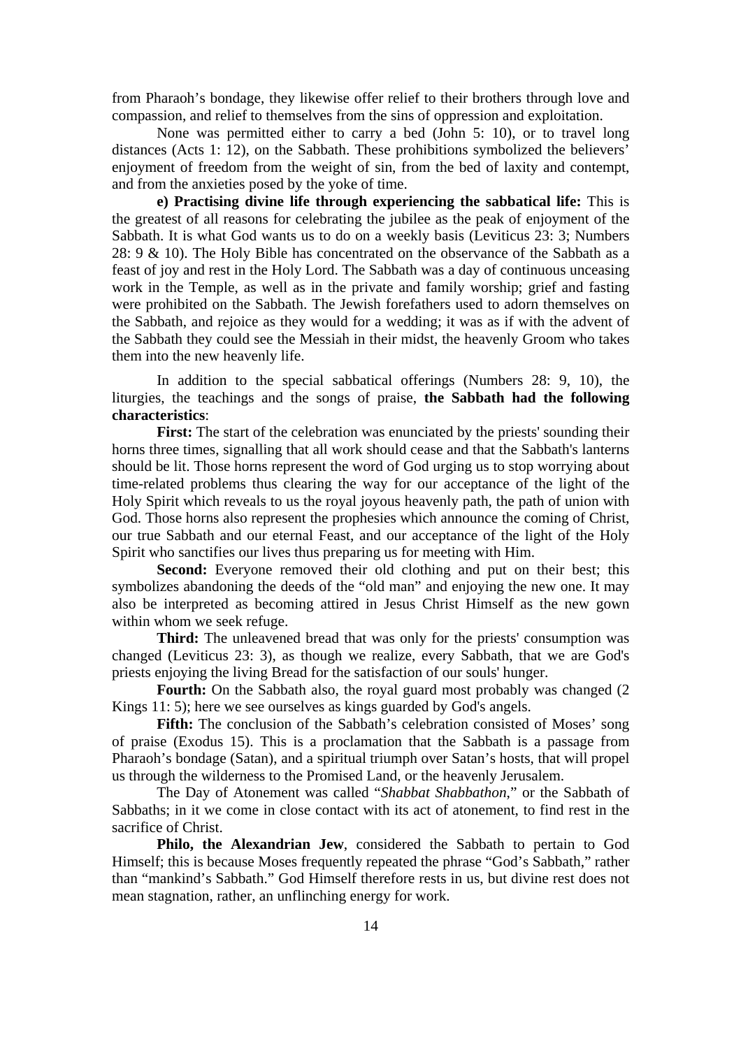from Pharaoh's bondage, they likewise offer relief to their brothers through love and compassion, and relief to themselves from the sins of oppression and exploitation.

None was permitted either to carry a bed (John 5: 10), or to travel long distances (Acts 1: 12), on the Sabbath. These prohibitions symbolized the believers' enjoyment of freedom from the weight of sin, from the bed of laxity and contempt, and from the anxieties posed by the yoke of time.

**e) Practising divine life through experiencing the sabbatical life:** This is the greatest of all reasons for celebrating the jubilee as the peak of enjoyment of the Sabbath. It is what God wants us to do on a weekly basis (Leviticus 23: 3; Numbers 28: 9 & 10). The Holy Bible has concentrated on the observance of the Sabbath as a feast of joy and rest in the Holy Lord. The Sabbath was a day of continuous unceasing work in the Temple, as well as in the private and family worship; grief and fasting were prohibited on the Sabbath. The Jewish forefathers used to adorn themselves on the Sabbath, and rejoice as they would for a wedding; it was as if with the advent of the Sabbath they could see the Messiah in their midst, the heavenly Groom who takes them into the new heavenly life.

In addition to the special sabbatical offerings (Numbers 28: 9, 10), the liturgies, the teachings and the songs of praise, **the Sabbath had the following characteristics**:

**First:** The start of the celebration was enunciated by the priests' sounding their horns three times, signalling that all work should cease and that the Sabbath's lanterns should be lit. Those horns represent the word of God urging us to stop worrying about time-related problems thus clearing the way for our acceptance of the light of the Holy Spirit which reveals to us the royal joyous heavenly path, the path of union with God. Those horns also represent the prophesies which announce the coming of Christ, our true Sabbath and our eternal Feast, and our acceptance of the light of the Holy Spirit who sanctifies our lives thus preparing us for meeting with Him.

**Second:** Everyone removed their old clothing and put on their best; this symbolizes abandoning the deeds of the "old man" and enjoying the new one. It may also be interpreted as becoming attired in Jesus Christ Himself as the new gown within whom we seek refuge.

**Third:** The unleavened bread that was only for the priests' consumption was changed (Leviticus 23: 3), as though we realize, every Sabbath, that we are God's priests enjoying the living Bread for the satisfaction of our souls' hunger.

**Fourth:** On the Sabbath also, the royal guard most probably was changed (2 Kings 11: 5); here we see ourselves as kings guarded by God's angels.

**Fifth:** The conclusion of the Sabbath's celebration consisted of Moses' song of praise (Exodus 15). This is a proclamation that the Sabbath is a passage from Pharaoh's bondage (Satan), and a spiritual triumph over Satan's hosts, that will propel us through the wilderness to the Promised Land, or the heavenly Jerusalem.

The Day of Atonement was called "*Shabbat Shabbathon*," or the Sabbath of Sabbaths; in it we come in close contact with its act of atonement, to find rest in the sacrifice of Christ.

**Philo, the Alexandrian Jew**, considered the Sabbath to pertain to God Himself; this is because Moses frequently repeated the phrase "God's Sabbath," rather than "mankind's Sabbath." God Himself therefore rests in us, but divine rest does not mean stagnation, rather, an unflinching energy for work.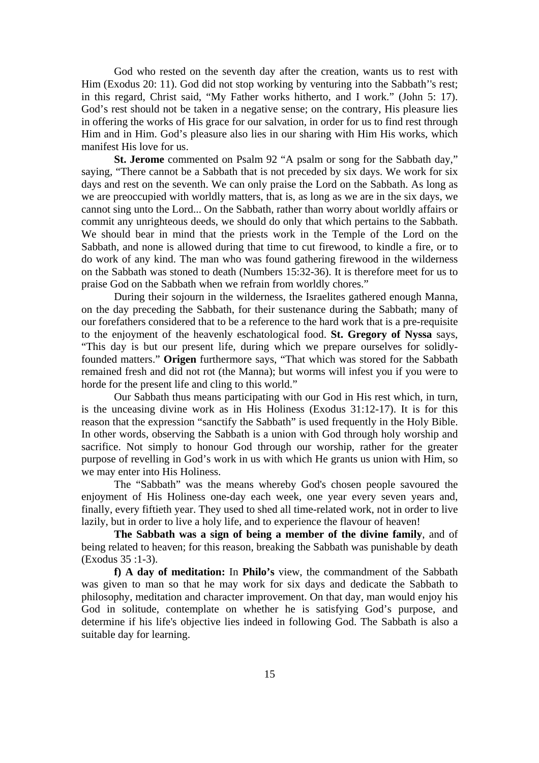God who rested on the seventh day after the creation, wants us to rest with Him (Exodus 20: 11). God did not stop working by venturing into the Sabbath''s rest; in this regard, Christ said, "My Father works hitherto, and I work." (John 5: 17). God's rest should not be taken in a negative sense; on the contrary, His pleasure lies in offering the works of His grace for our salvation, in order for us to find rest through Him and in Him. God's pleasure also lies in our sharing with Him His works, which manifest His love for us.

**St. Jerome** commented on Psalm 92 "A psalm or song for the Sabbath day," saying, "There cannot be a Sabbath that is not preceded by six days. We work for six days and rest on the seventh. We can only praise the Lord on the Sabbath. As long as we are preoccupied with worldly matters, that is, as long as we are in the six days, we cannot sing unto the Lord... On the Sabbath, rather than worry about worldly affairs or commit any unrighteous deeds, we should do only that which pertains to the Sabbath. We should bear in mind that the priests work in the Temple of the Lord on the Sabbath, and none is allowed during that time to cut firewood, to kindle a fire, or to do work of any kind. The man who was found gathering firewood in the wilderness on the Sabbath was stoned to death (Numbers 15:32-36). It is therefore meet for us to praise God on the Sabbath when we refrain from worldly chores."

During their sojourn in the wilderness, the Israelites gathered enough Manna, on the day preceding the Sabbath, for their sustenance during the Sabbath; many of our forefathers considered that to be a reference to the hard work that is a pre-requisite to the enjoyment of the heavenly eschatological food. **St. Gregory of Nyssa** says, "This day is but our present life, during which we prepare ourselves for solidly-founded matters." **Origen** furthermore says, "That which was stored for the Sabbath remained fresh and did not rot (the Manna); but worms will infest you if you were to horde for the present life and cling to this world."

Our Sabbath thus means participating with our God in His rest which, in turn, is the unceasing divine work as in His Holiness (Exodus 31:12-17). It is for this reason that the expression "sanctify the Sabbath" is used frequently in the Holy Bible. In other words, observing the Sabbath is a union with God through holy worship and sacrifice. Not simply to honour God through our worship, rather for the greater purpose of revelling in God's work in us with which He grants us union with Him, so we may enter into His Holiness.

The "Sabbath" was the means whereby God's chosen people savoured the enjoyment of His Holiness one-day each week, one year every seven years and, finally, every fiftieth year. They used to shed all time-related work, not in order to live lazily, but in order to live a holy life, and to experience the flavour of heaven!

**The Sabbath was a sign of being a member of the divine family**, and of being related to heaven; for this reason, breaking the Sabbath was punishable by death (Exodus 35 :1-3).

**f) A day of meditation:** In **Philo's** view, the commandment of the Sabbath was given to man so that he may work for six days and dedicate the Sabbath to philosophy, meditation and character improvement. On that day, man would enjoy his God in solitude, contemplate on whether he is satisfying God's purpose, and determine if his life's objective lies indeed in following God. The Sabbath is also a suitable day for learning.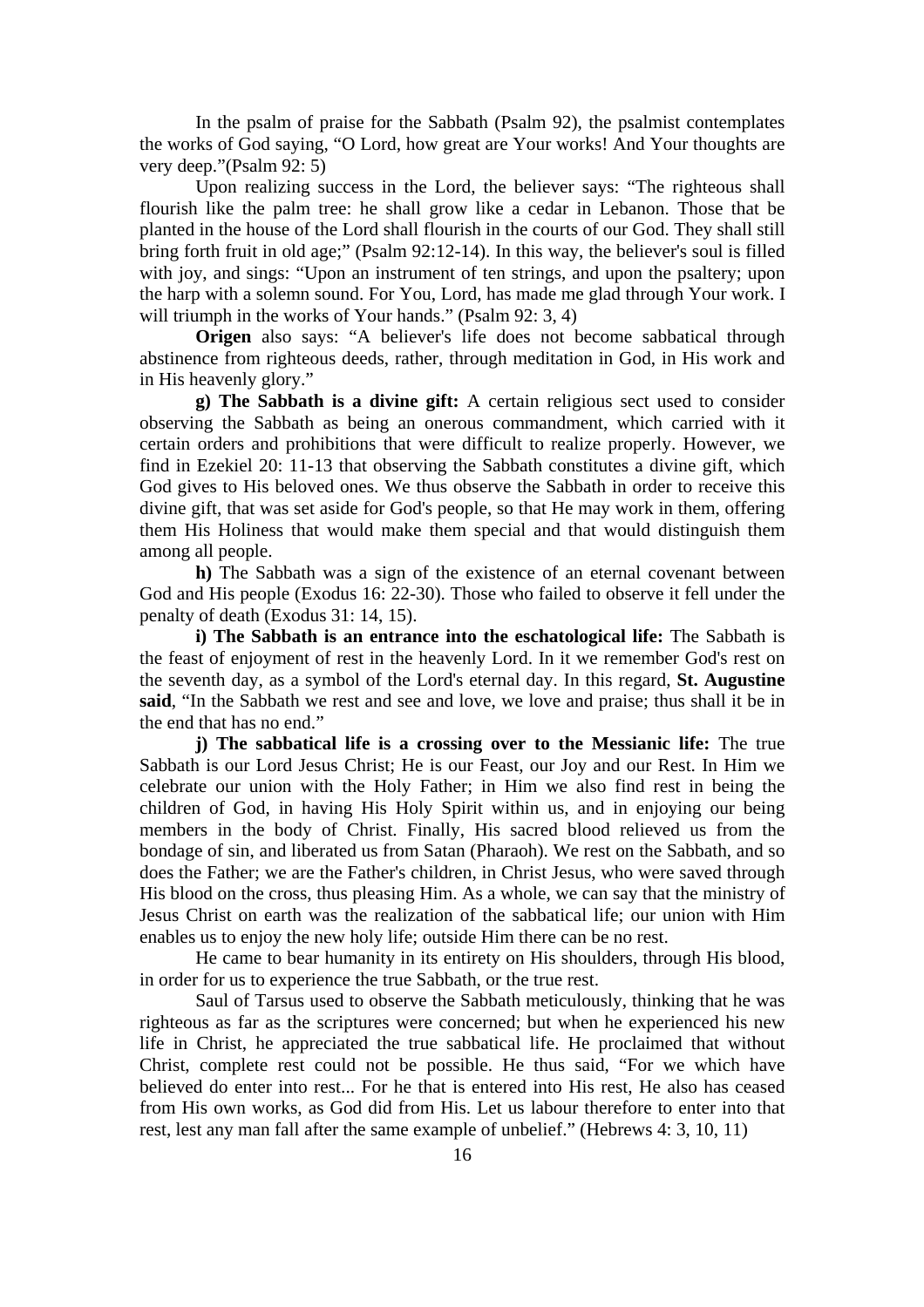In the psalm of praise for the Sabbath (Psalm 92), the psalmist contemplates the works of God saying, "O Lord, how great are Your works! And Your thoughts are very deep."(Psalm 92: 5)

Upon realizing success in the Lord, the believer says: "The righteous shall flourish like the palm tree: he shall grow like a cedar in Lebanon. Those that be planted in the house of the Lord shall flourish in the courts of our God. They shall still bring forth fruit in old age;" (Psalm 92:12-14). In this way, the believer's soul is filled with joy, and sings: "Upon an instrument of ten strings, and upon the psaltery; upon the harp with a solemn sound. For You, Lord, has made me glad through Your work. I will triumph in the works of Your hands." (Psalm 92: 3, 4)

**Origen** also says: "A believer's life does not become sabbatical through abstinence from righteous deeds, rather, through meditation in God, in His work and in His heavenly glory."

**g) The Sabbath is a divine gift:** A certain religious sect used to consider observing the Sabbath as being an onerous commandment, which carried with it certain orders and prohibitions that were difficult to realize properly. However, we find in Ezekiel 20: 11-13 that observing the Sabbath constitutes a divine gift, which God gives to His beloved ones. We thus observe the Sabbath in order to receive this divine gift, that was set aside for God's people, so that He may work in them, offering them His Holiness that would make them special and that would distinguish them among all people.

**h)** The Sabbath was a sign of the existence of an eternal covenant between God and His people (Exodus 16: 22-30). Those who failed to observe it fell under the penalty of death (Exodus 31: 14, 15).

**i) The Sabbath is an entrance into the eschatological life:** The Sabbath is the feast of enjoyment of rest in the heavenly Lord. In it we remember God's rest on the seventh day, as a symbol of the Lord's eternal day. In this regard, **St. Augustine said**, "In the Sabbath we rest and see and love, we love and praise; thus shall it be in the end that has no end."

**j) The sabbatical life is a crossing over to the Messianic life:** The true Sabbath is our Lord Jesus Christ; He is our Feast, our Joy and our Rest. In Him we celebrate our union with the Holy Father; in Him we also find rest in being the children of God, in having His Holy Spirit within us, and in enjoying our being members in the body of Christ. Finally, His sacred blood relieved us from the bondage of sin, and liberated us from Satan (Pharaoh). We rest on the Sabbath, and so does the Father; we are the Father's children, in Christ Jesus, who were saved through His blood on the cross, thus pleasing Him. As a whole, we can say that the ministry of Jesus Christ on earth was the realization of the sabbatical life; our union with Him enables us to enjoy the new holy life; outside Him there can be no rest.

He came to bear humanity in its entirety on His shoulders, through His blood, in order for us to experience the true Sabbath, or the true rest.

Saul of Tarsus used to observe the Sabbath meticulously, thinking that he was righteous as far as the scriptures were concerned; but when he experienced his new life in Christ, he appreciated the true sabbatical life. He proclaimed that without Christ, complete rest could not be possible. He thus said, "For we which have believed do enter into rest... For he that is entered into His rest, He also has ceased from His own works, as God did from His. Let us labour therefore to enter into that rest, lest any man fall after the same example of unbelief." (Hebrews 4: 3, 10, 11)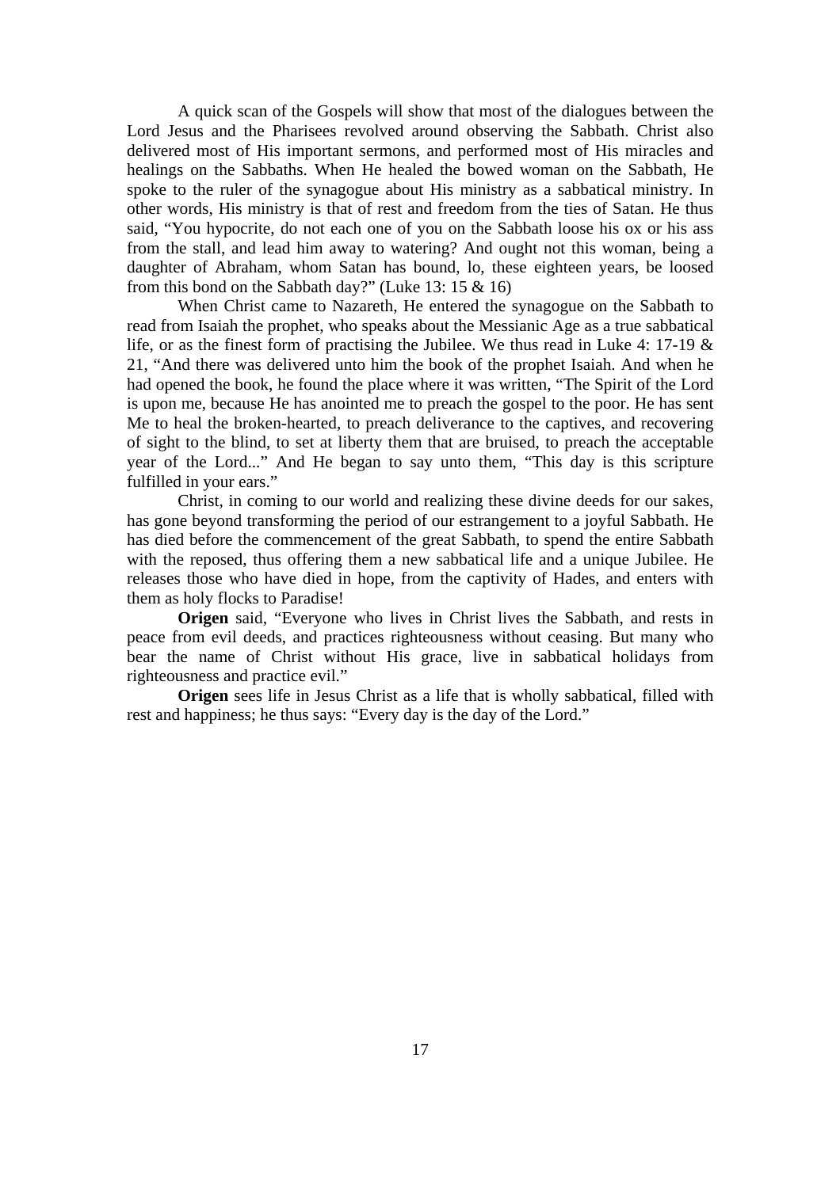A quick scan of the Gospels will show that most of the dialogues between the Lord Jesus and the Pharisees revolved around observing the Sabbath. Christ also delivered most of His important sermons, and performed most of His miracles and healings on the Sabbaths. When He healed the bowed woman on the Sabbath, He spoke to the ruler of the synagogue about His ministry as a sabbatical ministry. In other words, His ministry is that of rest and freedom from the ties of Satan. He thus said, "You hypocrite, do not each one of you on the Sabbath loose his ox or his ass from the stall, and lead him away to watering? And ought not this woman, being a daughter of Abraham, whom Satan has bound, lo, these eighteen years, be loosed from this bond on the Sabbath day?" (Luke 13: 15 & 16)

When Christ came to Nazareth, He entered the synagogue on the Sabbath to read from Isaiah the prophet, who speaks about the Messianic Age as a true sabbatical life, or as the finest form of practising the Jubilee. We thus read in Luke 4: 17-19 & 21, "And there was delivered unto him the book of the prophet Isaiah. And when he had opened the book, he found the place where it was written, "The Spirit of the Lord is upon me, because He has anointed me to preach the gospel to the poor. He has sent Me to heal the broken-hearted, to preach deliverance to the captives, and recovering of sight to the blind, to set at liberty them that are bruised, to preach the acceptable year of the Lord..." And He began to say unto them, "This day is this scripture fulfilled in your ears."

Christ, in coming to our world and realizing these divine deeds for our sakes, has gone beyond transforming the period of our estrangement to a joyful Sabbath. He has died before the commencement of the great Sabbath, to spend the entire Sabbath with the reposed, thus offering them a new sabbatical life and a unique Jubilee. He releases those who have died in hope, from the captivity of Hades, and enters with them as holy flocks to Paradise!

**Origen** said, "Everyone who lives in Christ lives the Sabbath, and rests in peace from evil deeds, and practices righteousness without ceasing. But many who bear the name of Christ without His grace, live in sabbatical holidays from righteousness and practice evil."

**Origen** sees life in Jesus Christ as a life that is wholly sabbatical, filled with rest and happiness; he thus says: "Every day is the day of the Lord."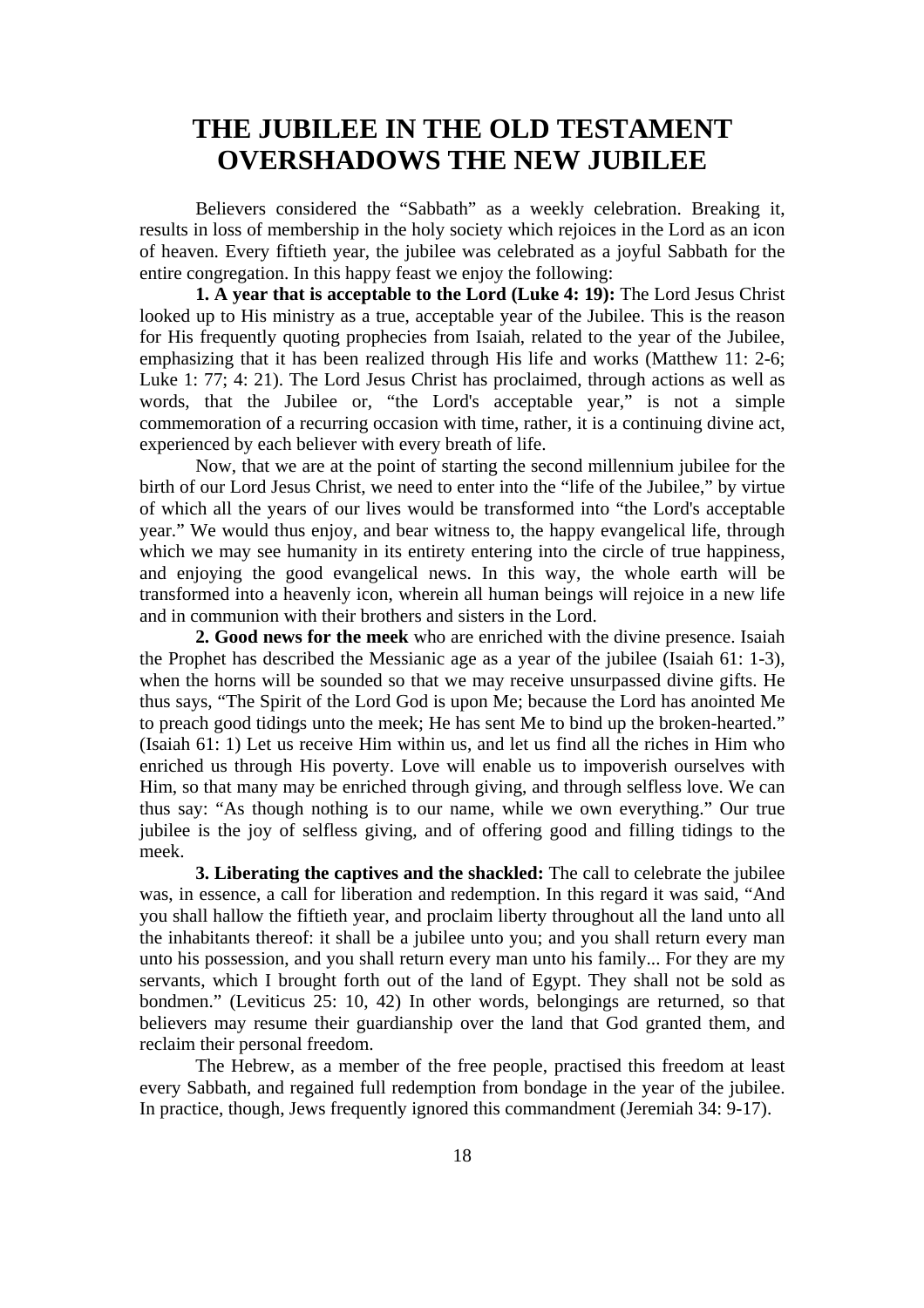# THE JUBILEE IN THE OLD TESTAMENT OVERSHADOWS THE NEW JUBILEE

Believers considered the "Sabbath" as a weekly celebration. Breaking it, results in loss of membership in the holy society which rejoices in the Lord as an icon of heaven. Every fiftieth year, the jubilee was celebrated as a joyful Sabbath for the entire congregation. In this happy feast we enjoy the following:

**1. A year that is acceptable to the Lord (Luke 4: 19):** The Lord Jesus Christ looked up to His ministry as a true, acceptable year of the Jubilee. This is the reason for His frequently quoting prophecies from Isaiah, related to the year of the Jubilee, emphasizing that it has been realized through His life and works (Matthew 11: 2-6; Luke 1: 77; 4: 21). The Lord Jesus Christ has proclaimed, through actions as well as words, that the Jubilee or, "the Lord's acceptable year," is not a simple commemoration of a recurring occasion with time, rather, it is a continuing divine act, experienced by each believer with every breath of life.

Now, that we are at the point of starting the second millennium jubilee for the birth of our Lord Jesus Christ, we need to enter into the "life of the Jubilee," by virtue of which all the years of our lives would be transformed into "the Lord's acceptable year." We would thus enjoy, and bear witness to, the happy evangelical life, through which we may see humanity in its entirety entering into the circle of true happiness, and enjoying the good evangelical news. In this way, the whole earth will be transformed into a heavenly icon, wherein all human beings will rejoice in a new life and in communion with their brothers and sisters in the Lord.

**2. Good news for the meek** who are enriched with the divine presence. Isaiah the Prophet has described the Messianic age as a year of the jubilee (Isaiah 61: 1-3), when the horns will be sounded so that we may receive unsurpassed divine gifts. He thus says, "The Spirit of the Lord God is upon Me; because the Lord has anointed Me to preach good tidings unto the meek; He has sent Me to bind up the broken-hearted." (Isaiah 61: 1) Let us receive Him within us, and let us find all the riches in Him who enriched us through His poverty. Love will enable us to impoverish ourselves with Him, so that many may be enriched through giving, and through selfless love. We can thus say: "As though nothing is to our name, while we own everything." Our true jubilee is the joy of selfless giving, and of offering good and filling tidings to the meek.

**3. Liberating the captives and the shackled:** The call to celebrate the jubilee was, in essence, a call for liberation and redemption. In this regard it was said, "And you shall hallow the fiftieth year, and proclaim liberty throughout all the land unto all the inhabitants thereof: it shall be a jubilee unto you; and you shall return every man unto his possession, and you shall return every man unto his family... For they are my servants, which I brought forth out of the land of Egypt. They shall not be sold as bondmen." (Leviticus 25: 10, 42) In other words, belongings are returned, so that believers may resume their guardianship over the land that God granted them, and reclaim their personal freedom.

The Hebrew, as a member of the free people, practised this freedom at least every Sabbath, and regained full redemption from bondage in the year of the jubilee. In practice, though, Jews frequently ignored this commandment (Jeremiah 34: 9-17).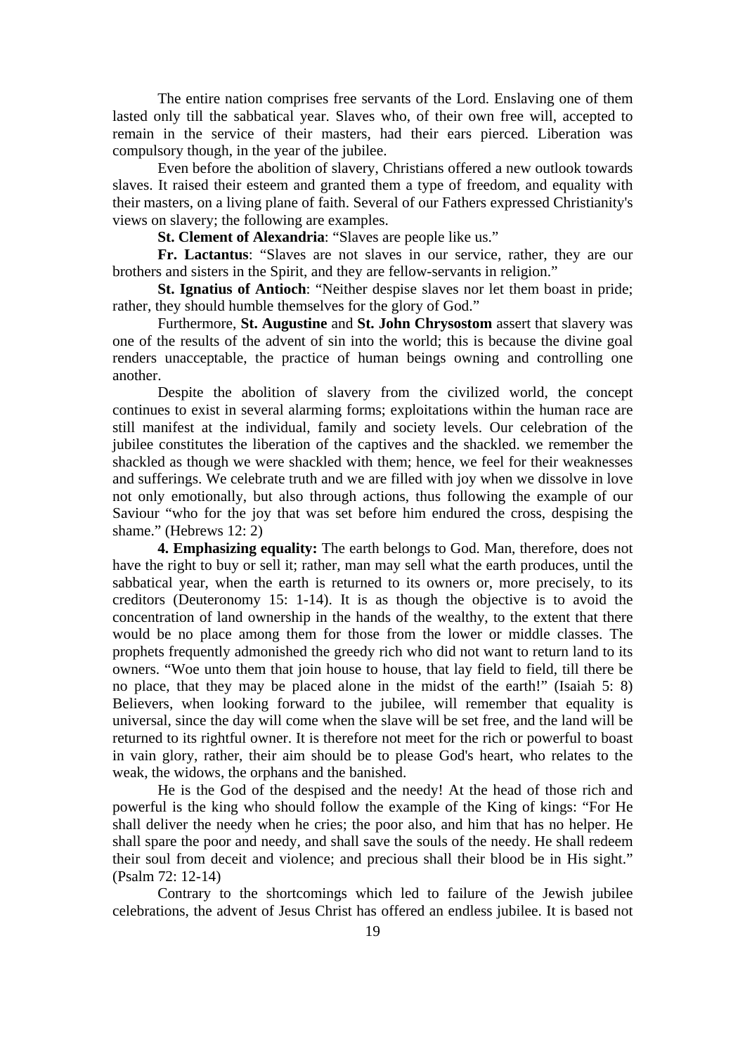The entire nation comprises free servants of the Lord. Enslaving one of them lasted only till the sabbatical year. Slaves who, of their own free will, accepted to remain in the service of their masters, had their ears pierced. Liberation was compulsory though, in the year of the jubilee.

Even before the abolition of slavery, Christians offered a new outlook towards slaves. It raised their esteem and granted them a type of freedom, and equality with their masters, on a living plane of faith. Several of our Fathers expressed Christianity's views on slavery; the following are examples.

**St. Clement of Alexandria**: "Slaves are people like us."

**Fr. Lactantus**: "Slaves are not slaves in our service, rather, they are our brothers and sisters in the Spirit, and they are fellow-servants in religion."

**St. Ignatius of Antioch**: "Neither despise slaves nor let them boast in pride; rather, they should humble themselves for the glory of God."

Furthermore, **St. Augustine** and **St. John Chrysostom** assert that slavery was one of the results of the advent of sin into the world; this is because the divine goal renders unacceptable, the practice of human beings owning and controlling one another.

Despite the abolition of slavery from the civilized world, the concept continues to exist in several alarming forms; exploitations within the human race are still manifest at the individual, family and society levels. Our celebration of the jubilee constitutes the liberation of the captives and the shackled. we remember the shackled as though we were shackled with them; hence, we feel for their weaknesses and sufferings. We celebrate truth and we are filled with joy when we dissolve in love not only emotionally, but also through actions, thus following the example of our Saviour "who for the joy that was set before him endured the cross, despising the shame." (Hebrews 12: 2)

**4. Emphasizing equality:** The earth belongs to God. Man, therefore, does not have the right to buy or sell it; rather, man may sell what the earth produces, until the sabbatical year, when the earth is returned to its owners or, more precisely, to its creditors (Deuteronomy 15: 1-14). It is as though the objective is to avoid the concentration of land ownership in the hands of the wealthy, to the extent that there would be no place among them for those from the lower or middle classes. The prophets frequently admonished the greedy rich who did not want to return land to its owners. "Woe unto them that join house to house, that lay field to field, till there be no place, that they may be placed alone in the midst of the earth!" (Isaiah 5: 8) Believers, when looking forward to the jubilee, will remember that equality is universal, since the day will come when the slave will be set free, and the land will be returned to its rightful owner. It is therefore not meet for the rich or powerful to boast in vain glory, rather, their aim should be to please God's heart, who relates to the weak, the widows, the orphans and the banished.

He is the God of the despised and the needy! At the head of those rich and powerful is the king who should follow the example of the King of kings: "For He shall deliver the needy when he cries; the poor also, and him that has no helper. He shall spare the poor and needy, and shall save the souls of the needy. He shall redeem their soul from deceit and violence; and precious shall their blood be in His sight." (Psalm 72: 12-14)

Contrary to the shortcomings which led to failure of the Jewish jubilee celebrations, the advent of Jesus Christ has offered an endless jubilee. It is based not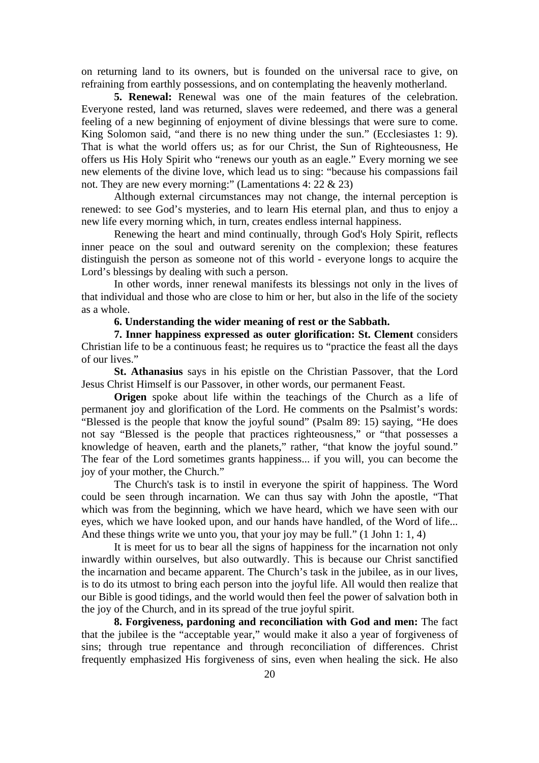on returning land to its owners, but is founded on the universal race to give, on refraining from earthly possessions, and on contemplating the heavenly motherland.

**5. Renewal:** Renewal was one of the main features of the celebration. Everyone rested, land was returned, slaves were redeemed, and there was a general feeling of a new beginning of enjoyment of divine blessings that were sure to come. King Solomon said, "and there is no new thing under the sun." (Ecclesiastes 1: 9). That is what the world offers us; as for our Christ, the Sun of Righteousness, He offers us His Holy Spirit who "renews our youth as an eagle." Every morning we see new elements of the divine love, which lead us to sing: "because his compassions fail not. They are new every morning:" (Lamentations 4: 22 & 23)

Although external circumstances may not change, the internal perception is renewed: to see God's mysteries, and to learn His eternal plan, and thus to enjoy a new life every morning which, in turn, creates endless internal happiness.

Renewing the heart and mind continually, through God's Holy Spirit, reflects inner peace on the soul and outward serenity on the complexion; these features distinguish the person as someone not of this world - everyone longs to acquire the Lord's blessings by dealing with such a person.

In other words, inner renewal manifests its blessings not only in the lives of that individual and those who are close to him or her, but also in the life of the society as a whole.

**6. Understanding the wider meaning of rest or the Sabbath.**

**7. Inner happiness expressed as outer glorification: St. Clement** considers Christian life to be a continuous feast; he requires us to "practice the feast all the days of our lives."

**St. Athanasius** says in his epistle on the Christian Passover, that the Lord Jesus Christ Himself is our Passover, in other words, our permanent Feast.

**Origen** spoke about life within the teachings of the Church as a life of permanent joy and glorification of the Lord. He comments on the Psalmist's words: "Blessed is the people that know the joyful sound" (Psalm 89: 15) saying, "He does not say "Blessed is the people that practices righteousness," or "that possesses a knowledge of heaven, earth and the planets," rather, "that know the joyful sound." The fear of the Lord sometimes grants happiness... if you will, you can become the joy of your mother, the Church."

The Church's task is to instil in everyone the spirit of happiness. The Word could be seen through incarnation. We can thus say with John the apostle, "That which was from the beginning, which we have heard, which we have seen with our eyes, which we have looked upon, and our hands have handled, of the Word of life... And these things write we unto you, that your joy may be full." (1 John 1: 1, 4)

It is meet for us to bear all the signs of happiness for the incarnation not only inwardly within ourselves, but also outwardly. This is because our Christ sanctified the incarnation and became apparent. The Church's task in the jubilee, as in our lives, is to do its utmost to bring each person into the joyful life. All would then realize that our Bible is good tidings, and the world would then feel the power of salvation both in the joy of the Church, and in its spread of the true joyful spirit.

**8. Forgiveness, pardoning and reconciliation with God and men:** The fact that the jubilee is the "acceptable year," would make it also a year of forgiveness of sins; through true repentance and through reconciliation of differences. Christ frequently emphasized His forgiveness of sins, even when healing the sick. He also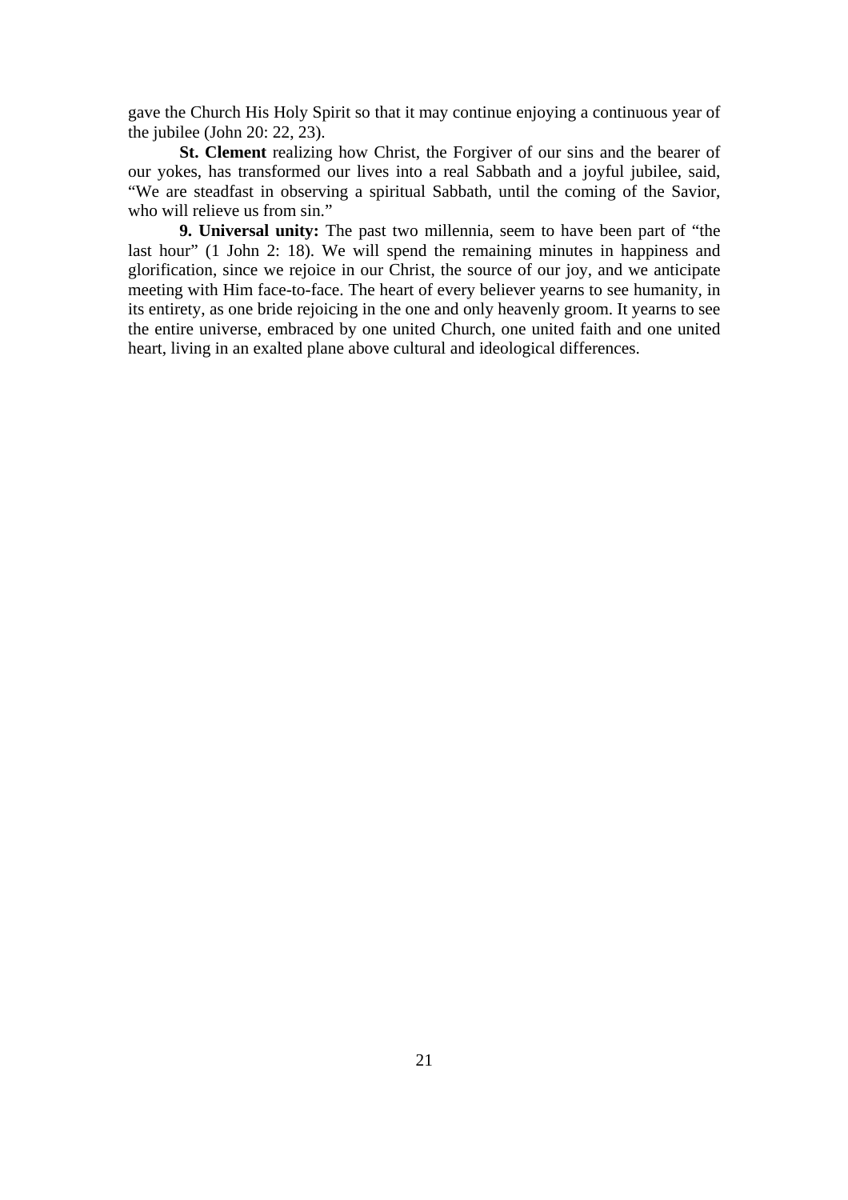gave the Church His Holy Spirit so that it may continue enjoying a continuous year of the jubilee (John 20: 22, 23).

**St. Clement** realizing how Christ, the Forgiver of our sins and the bearer of our yokes, has transformed our lives into a real Sabbath and a joyful jubilee, said, "We are steadfast in observing a spiritual Sabbath, until the coming of the Savior, who will relieve us from sin."

**9. Universal unity:** The past two millennia, seem to have been part of "the last hour" (1 John 2: 18). We will spend the remaining minutes in happiness and glorification, since we rejoice in our Christ, the source of our joy, and we anticipate meeting with Him face-to-face. The heart of every believer yearns to see humanity, in its entirety, as one bride rejoicing in the one and only heavenly groom. It yearns to see the entire universe, embraced by one united Church, one united faith and one united heart, living in an exalted plane above cultural and ideological differences.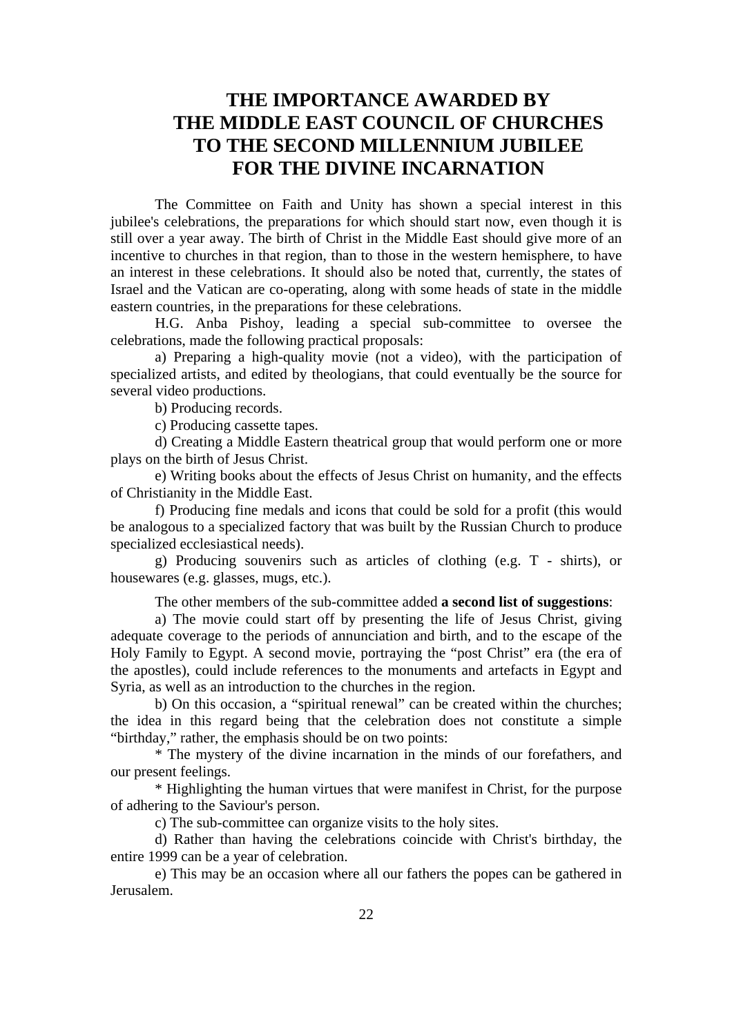# THE IMPORTANCE AWARDED BY THE MIDDLE EAST COUNCIL OF CHURCHES TO THE SECOND MILLENNIUM JUBILEE FOR THE DIVINE INCARNATION

The Committee on Faith and Unity has shown a special interest in this jubilee's celebrations, the preparations for which should start now, even though it is still over a year away. The birth of Christ in the Middle East should give more of an incentive to churches in that region, than to those in the western hemisphere, to have an interest in these celebrations. It should also be noted that, currently, the states of Israel and the Vatican are co-operating, along with some heads of state in the middle eastern countries, in the preparations for these celebrations.

H.G. Anba Pishoy, leading a special sub-committee to oversee the celebrations, made the following practical proposals:

a) Preparing a high-quality movie (not a video), with the participation of specialized artists, and edited by theologians, that could eventually be the source for several video productions.

b) Producing records.

c) Producing cassette tapes.

d) Creating a Middle Eastern theatrical group that would perform one or more plays on the birth of Jesus Christ.

e) Writing books about the effects of Jesus Christ on humanity, and the effects of Christianity in the Middle East.

f) Producing fine medals and icons that could be sold for a profit (this would be analogous to a specialized factory that was built by the Russian Church to produce specialized ecclesiastical needs).

g) Producing souvenirs such as articles of clothing (e.g. T - shirts), or housewares (e.g. glasses, mugs, etc.).

The other members of the sub-committee added **a second list of suggestions**:

a) The movie could start off by presenting the life of Jesus Christ, giving adequate coverage to the periods of annunciation and birth, and to the escape of the Holy Family to Egypt. A second movie, portraying the “post Christ” era (the era of the apostles), could include references to the monuments and artefacts in Egypt and Syria, as well as an introduction to the churches in the region.

b) On this occasion, a “spiritual renewal” can be created within the churches; the idea in this regard being that the celebration does not constitute a simple “birthday,” rather, the emphasis should be on two points:

* The mystery of the divine incarnation in the minds of our forefathers, and our present feelings.

* Highlighting the human virtues that were manifest in Christ, for the purpose of adhering to the Saviour's person.

c) The sub-committee can organize visits to the holy sites.

d) Rather than having the celebrations coincide with Christ's birthday, the entire 1999 can be a year of celebration.

e) This may be an occasion where all our fathers the popes can be gathered in Jerusalem.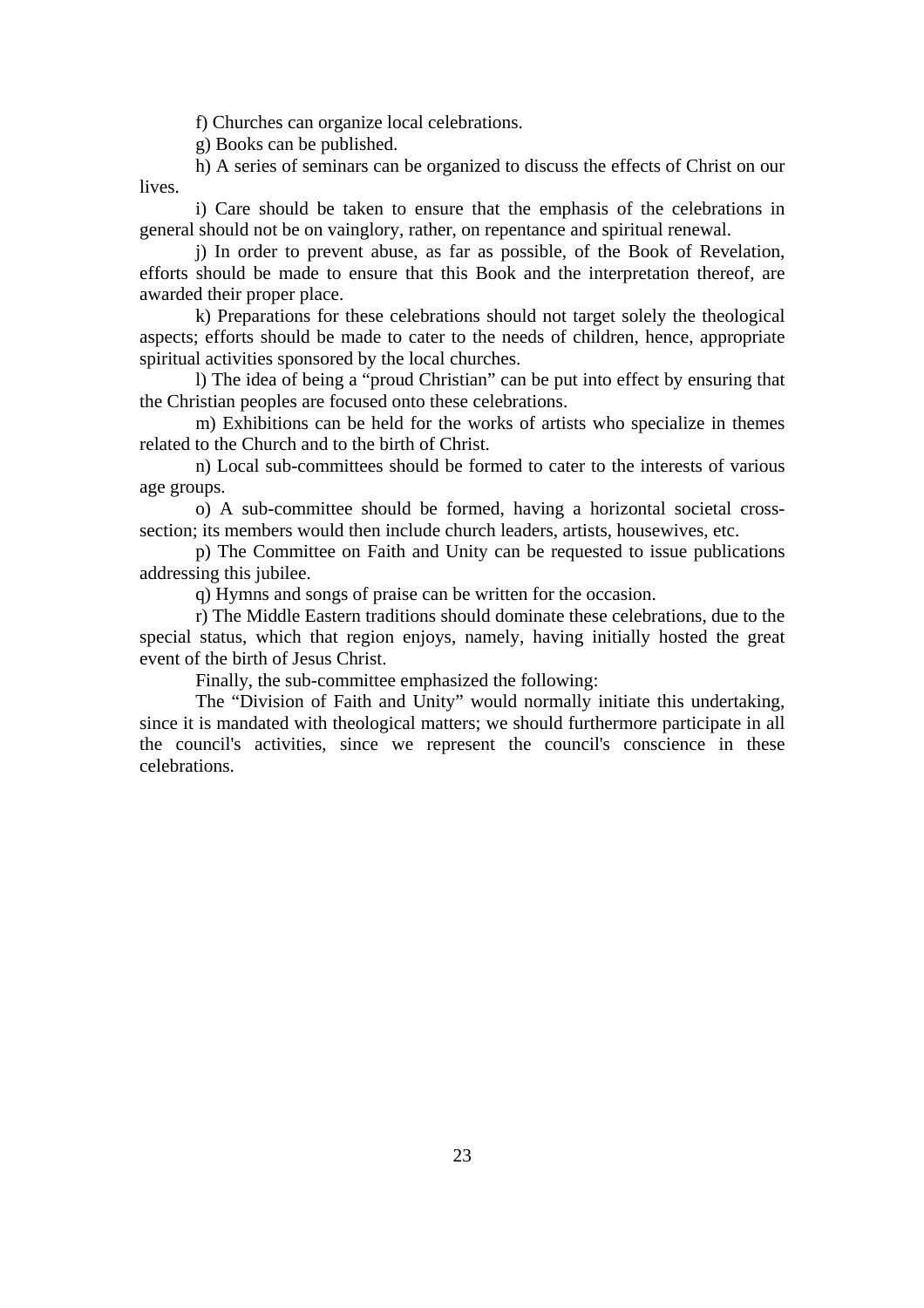f) Churches can organize local celebrations.

g) Books can be published.

h) A series of seminars can be organized to discuss the effects of Christ on our lives.

i) Care should be taken to ensure that the emphasis of the celebrations in general should not be on vainglory, rather, on repentance and spiritual renewal.

j) In order to prevent abuse, as far as possible, of the Book of Revelation, efforts should be made to ensure that this Book and the interpretation thereof, are awarded their proper place.

k) Preparations for these celebrations should not target solely the theological aspects; efforts should be made to cater to the needs of children, hence, appropriate spiritual activities sponsored by the local churches.

l) The idea of being a "proud Christian" can be put into effect by ensuring that the Christian peoples are focused onto these celebrations.

m) Exhibitions can be held for the works of artists who specialize in themes related to the Church and to the birth of Christ.

n) Local sub-committees should be formed to cater to the interests of various age groups.

o) A sub-committee should be formed, having a horizontal societal cross-section; its members would then include church leaders, artists, housewives, etc.

p) The Committee on Faith and Unity can be requested to issue publications addressing this jubilee.

q) Hymns and songs of praise can be written for the occasion.

r) The Middle Eastern traditions should dominate these celebrations, due to the special status, which that region enjoys, namely, having initially hosted the great event of the birth of Jesus Christ.

Finally, the sub-committee emphasized the following:

The "Division of Faith and Unity" would normally initiate this undertaking, since it is mandated with theological matters; we should furthermore participate in all the council's activities, since we represent the council's conscience in these celebrations.